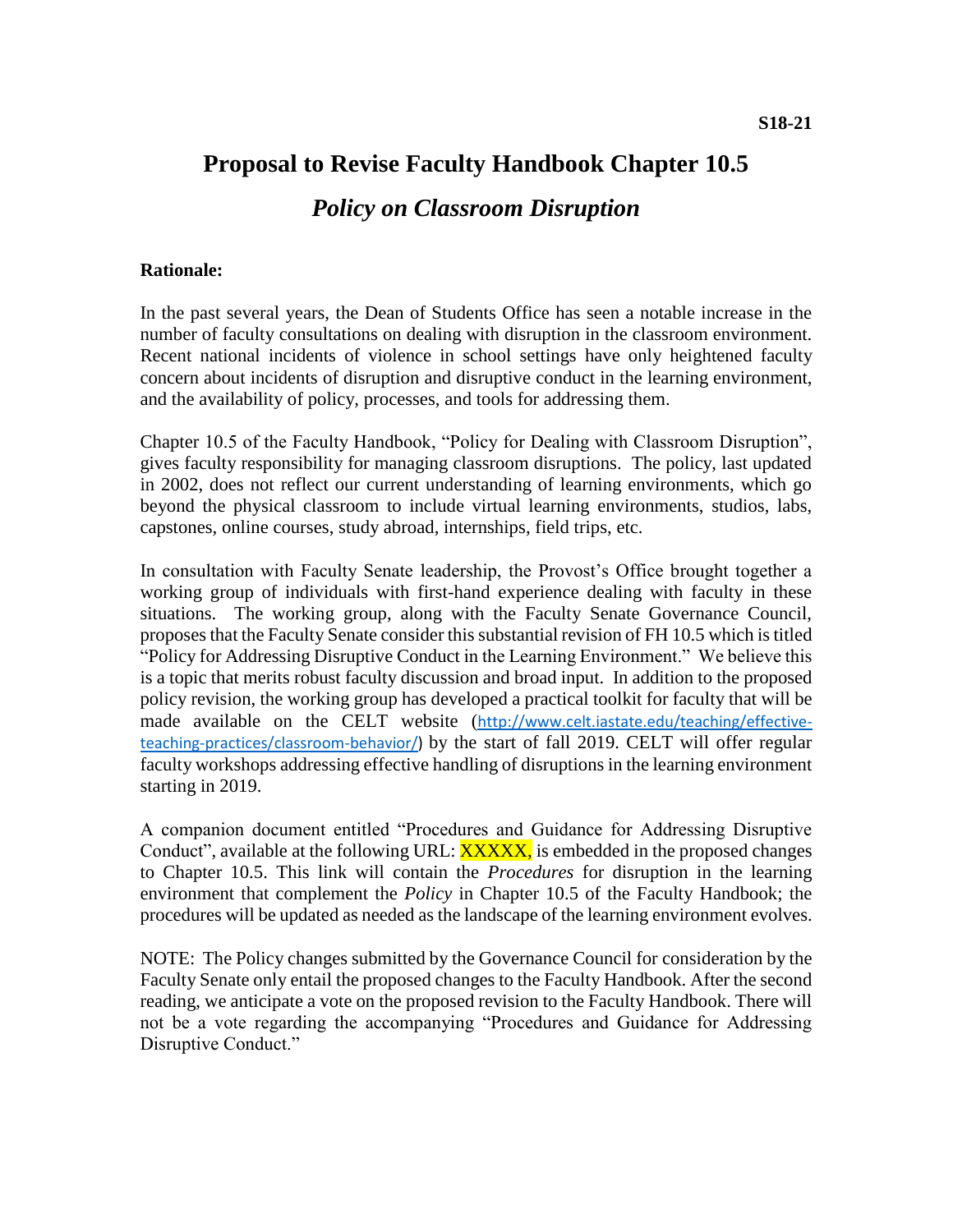S18-21

# Proposal to Revise Faculty Handbook Chapter 10.5

## *Policy on Classroom Disruption*

**Rationale:**

In the past several years, the Dean of Students Office has seen a notable increase in the number of faculty consultations on dealing with disruption in the classroom environment. Recent national incidents of violence in school settings have only heightened faculty concern about incidents of disruption and disruptive conduct in the learning environment, and the availability of policy, processes, and tools for addressing them.

Chapter 10.5 of the Faculty Handbook, "Policy for Dealing with Classroom Disruption", gives faculty responsibility for managing classroom disruptions. The policy, last updated in 2002, does not reflect our current understanding of learning environments, which go beyond the physical classroom to include virtual learning environments, studios, labs, capstones, online courses, study abroad, internships, field trips, etc.

In consultation with Faculty Senate leadership, the Provost's Office brought together a working group of individuals with first-hand experience dealing with faculty in these situations. The working group, along with the Faculty Senate Governance Council, proposes that the Faculty Senate consider this substantial revision of FH 10.5 which is titled "Policy for Addressing Disruptive Conduct in the Learning Environment." We believe this is a topic that merits robust faculty discussion and broad input. In addition to the proposed policy revision, the working group has developed a practical toolkit for faculty that will be made available on the CELT website (http://www.celt.iastate.edu/teaching/effective-teaching-practices/classroom-behavior/) by the start of fall 2019. CELT will offer regular faculty workshops addressing effective handling of disruptions in the learning environment starting in 2019.

A companion document entitled "Procedures and Guidance for Addressing Disruptive Conduct", available at the following URL: XXXXX, is embedded in the proposed changes to Chapter 10.5. This link will contain the *Procedures* for disruption in the learning environment that complement the *Policy* in Chapter 10.5 of the Faculty Handbook; the procedures will be updated as needed as the landscape of the learning environment evolves.

NOTE: The Policy changes submitted by the Governance Council for consideration by the Faculty Senate only entail the proposed changes to the Faculty Handbook. After the second reading, we anticipate a vote on the proposed revision to the Faculty Handbook. There will not be a vote regarding the accompanying "Procedures and Guidance for Addressing Disruptive Conduct."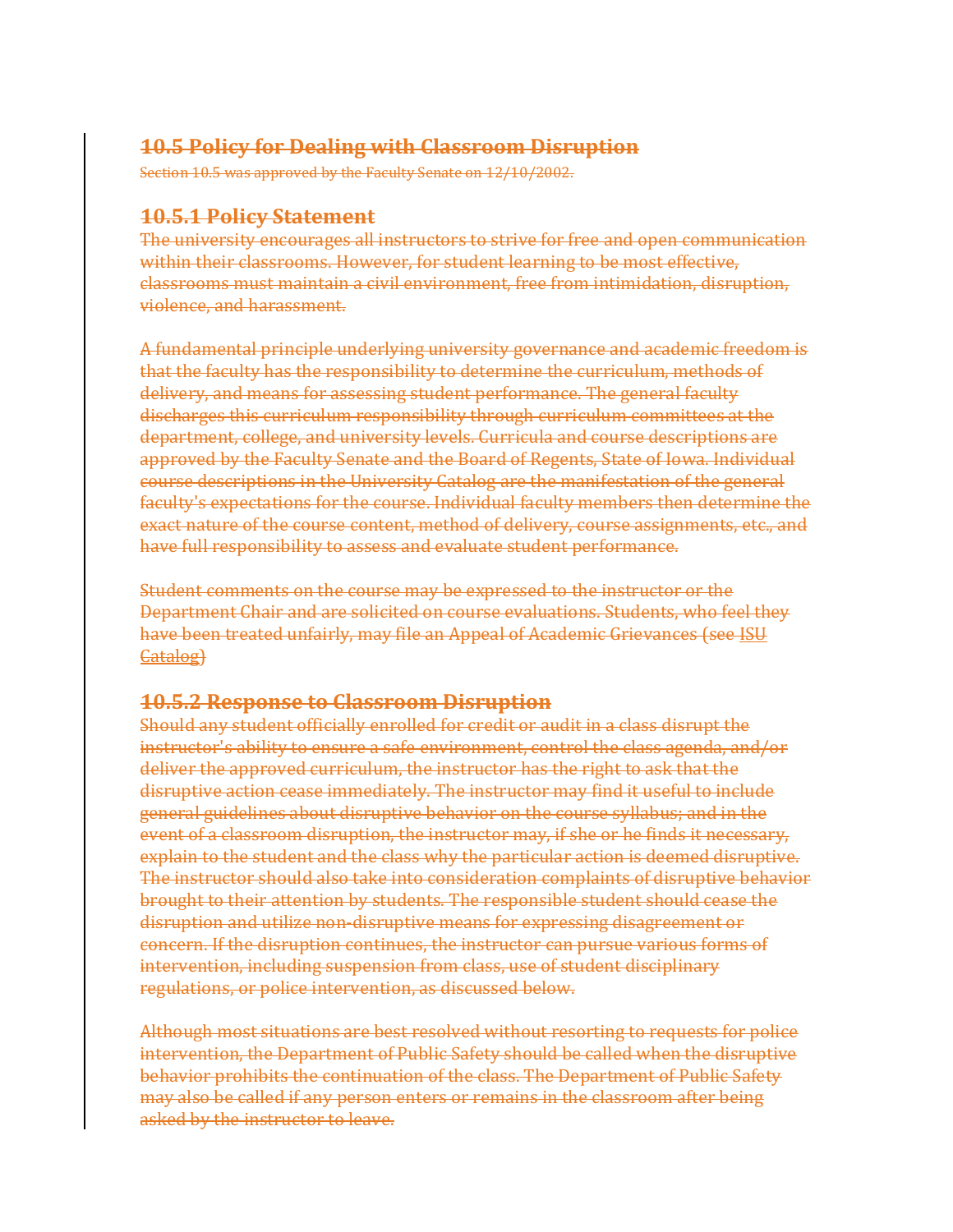## ~~10.5 Policy for Dealing with Classroom Disruption~~

~~Section 10.5 was approved by the Faculty Senate on 12/10/2002.~~

### ~~10.5.1 Policy Statement~~

~~The university encourages all instructors to strive for free and open communication within their classrooms. However, for student learning to be most effective, classrooms must maintain a civil environment, free from intimidation, disruption, violence, and harassment.~~

~~A fundamental principle underlying university governance and academic freedom is that the faculty has the responsibility to determine the curriculum, methods of delivery, and means for assessing student performance. The general faculty discharges this curriculum responsibility through curriculum committees at the department, college, and university levels. Curricula and course descriptions are approved by the Faculty Senate and the Board of Regents, State of Iowa. Individual course descriptions in the University Catalog are the manifestation of the general faculty's expectations for the course. Individual faculty members then determine the exact nature of the course content, method of delivery, course assignments, etc., and have full responsibility to assess and evaluate student performance.~~

~~Student comments on the course may be expressed to the instructor or the Department Chair and are solicited on course evaluations. Students, who feel they have been treated unfairly, may file an Appeal of Academic Grievances (see ISU Catalog)~~

### ~~10.5.2 Response to Classroom Disruption~~

~~Should any student officially enrolled for credit or audit in a class disrupt the instructor's ability to ensure a safe environment, control the class agenda, and/or deliver the approved curriculum, the instructor has the right to ask that the disruptive action cease immediately. The instructor may find it useful to include general guidelines about disruptive behavior on the course syllabus; and in the event of a classroom disruption, the instructor may, if she or he finds it necessary, explain to the student and the class why the particular action is deemed disruptive. The instructor should also take into consideration complaints of disruptive behavior brought to their attention by students. The responsible student should cease the disruption and utilize non-disruptive means for expressing disagreement or concern. If the disruption continues, the instructor can pursue various forms of intervention, including suspension from class, use of student disciplinary regulations, or police intervention, as discussed below.~~

~~Although most situations are best resolved without resorting to requests for police intervention, the Department of Public Safety should be called when the disruptive behavior prohibits the continuation of the class. The Department of Public Safety may also be called if any person enters or remains in the classroom after being asked by the instructor to leave.~~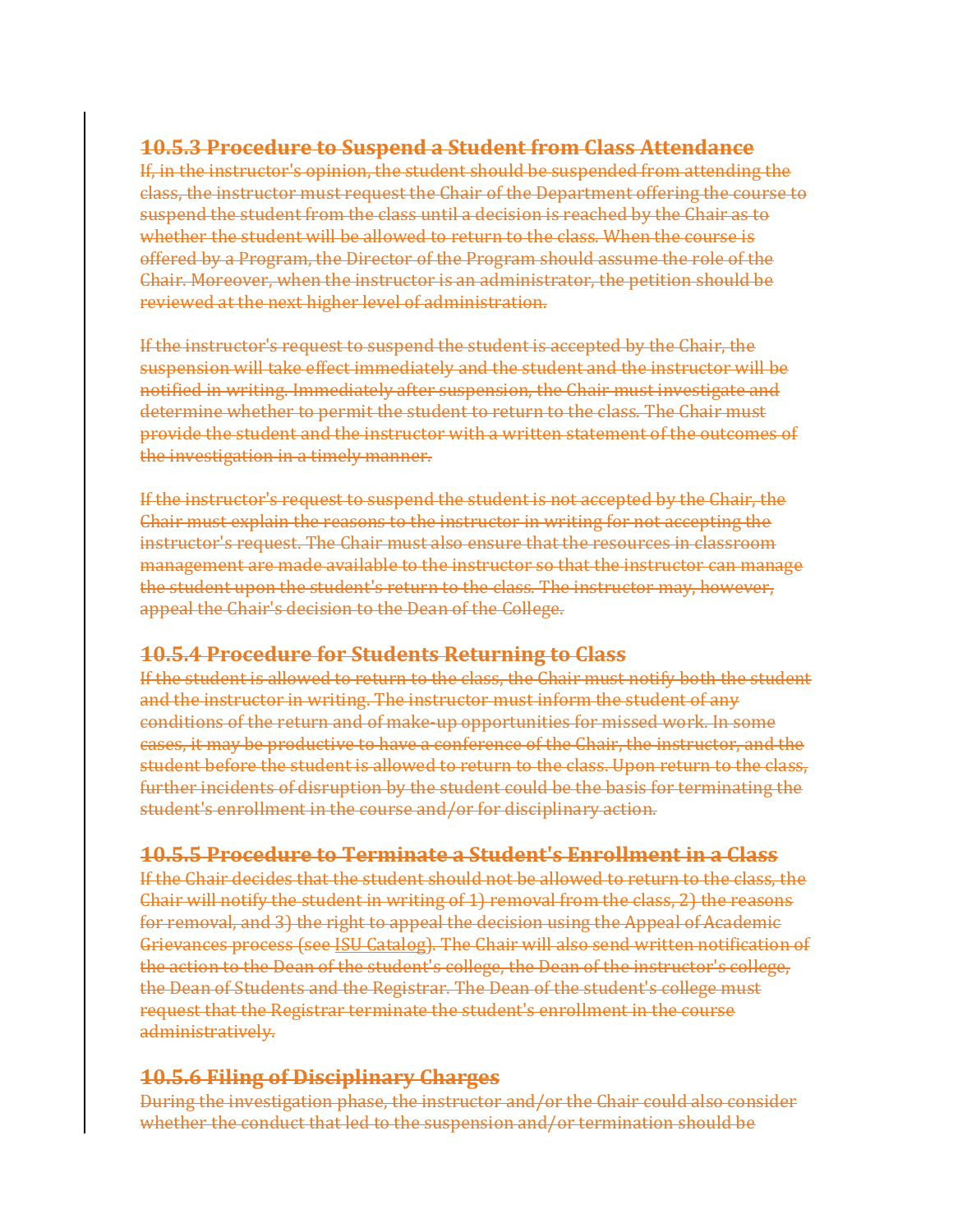### ~~10.5.3 Procedure to Suspend a Student from Class Attendance~~

~~If, in the instructor's opinion, the student should be suspended from attending the class, the instructor must request the Chair of the Department offering the course to suspend the student from the class until a decision is reached by the Chair as to whether the student will be allowed to return to the class. When the course is offered by a Program, the Director of the Program should assume the role of the Chair. Moreover, when the instructor is an administrator, the petition should be reviewed at the next higher level of administration.~~

~~If the instructor's request to suspend the student is accepted by the Chair, the suspension will take effect immediately and the student and the instructor will be notified in writing. Immediately after suspension, the Chair must investigate and determine whether to permit the student to return to the class. The Chair must provide the student and the instructor with a written statement of the outcomes of the investigation in a timely manner.~~

~~If the instructor's request to suspend the student is not accepted by the Chair, the Chair must explain the reasons to the instructor in writing for not accepting the instructor's request. The Chair must also ensure that the resources in classroom management are made available to the instructor so that the instructor can manage the student upon the student's return to the class. The instructor may, however, appeal the Chair's decision to the Dean of the College.~~

### ~~10.5.4 Procedure for Students Returning to Class~~

~~If the student is allowed to return to the class, the Chair must notify both the student and the instructor in writing. The instructor must inform the student of any conditions of the return and of make-up opportunities for missed work. In some cases, it may be productive to have a conference of the Chair, the instructor, and the student before the student is allowed to return to the class. Upon return to the class, further incidents of disruption by the student could be the basis for terminating the student's enrollment in the course and/or for disciplinary action.~~

### ~~10.5.5 Procedure to Terminate a Student's Enrollment in a Class~~

~~If the Chair decides that the student should not be allowed to return to the class, the Chair will notify the student in writing of 1) removal from the class, 2) the reasons for removal, and 3) the right to appeal the decision using the Appeal of Academic Grievances process (see ISU Catalog). The Chair will also send written notification of the action to the Dean of the student's college, the Dean of the instructor's college, the Dean of Students and the Registrar. The Dean of the student's college must request that the Registrar terminate the student's enrollment in the course administratively.~~

### ~~10.5.6 Filing of Disciplinary Charges~~

~~During the investigation phase, the instructor and/or the Chair could also consider whether the conduct that led to the suspension and/or termination should be~~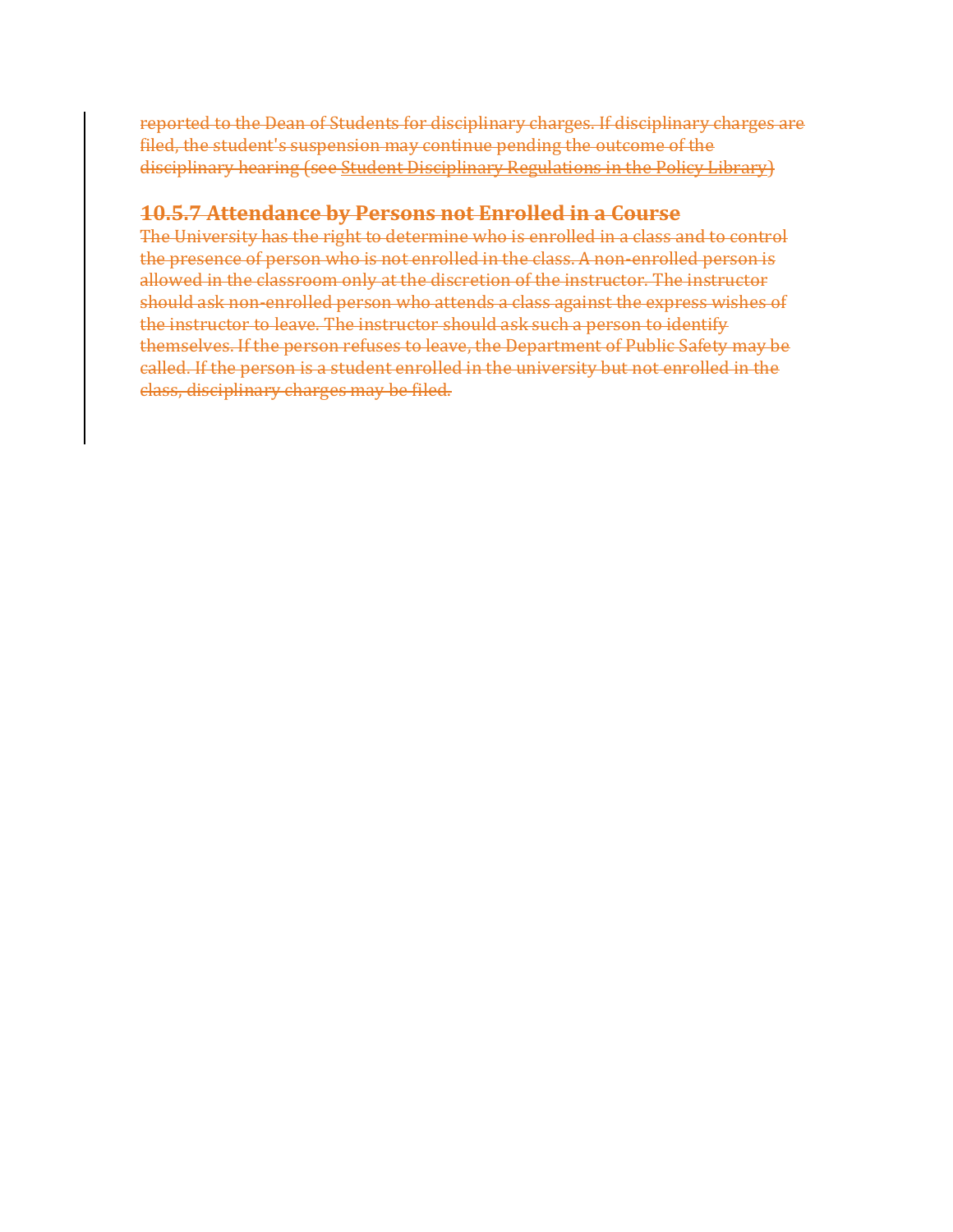reported to the Dean of Students for disciplinary charges. If disciplinary charges are filed, the student's suspension may continue pending the outcome of the disciplinary hearing (see Student Disciplinary Regulations in the Policy Library)

### 10.5.7 Attendance by Persons not Enrolled in a Course

The University has the right to determine who is enrolled in a class and to control the presence of person who is not enrolled in the class. A non-enrolled person is allowed in the classroom only at the discretion of the instructor. The instructor should ask non-enrolled person who attends a class against the express wishes of the instructor to leave. The instructor should ask such a person to identify themselves. If the person refuses to leave, the Department of Public Safety may be called. If the person is a student enrolled in the university but not enrolled in the class, disciplinary charges may be filed.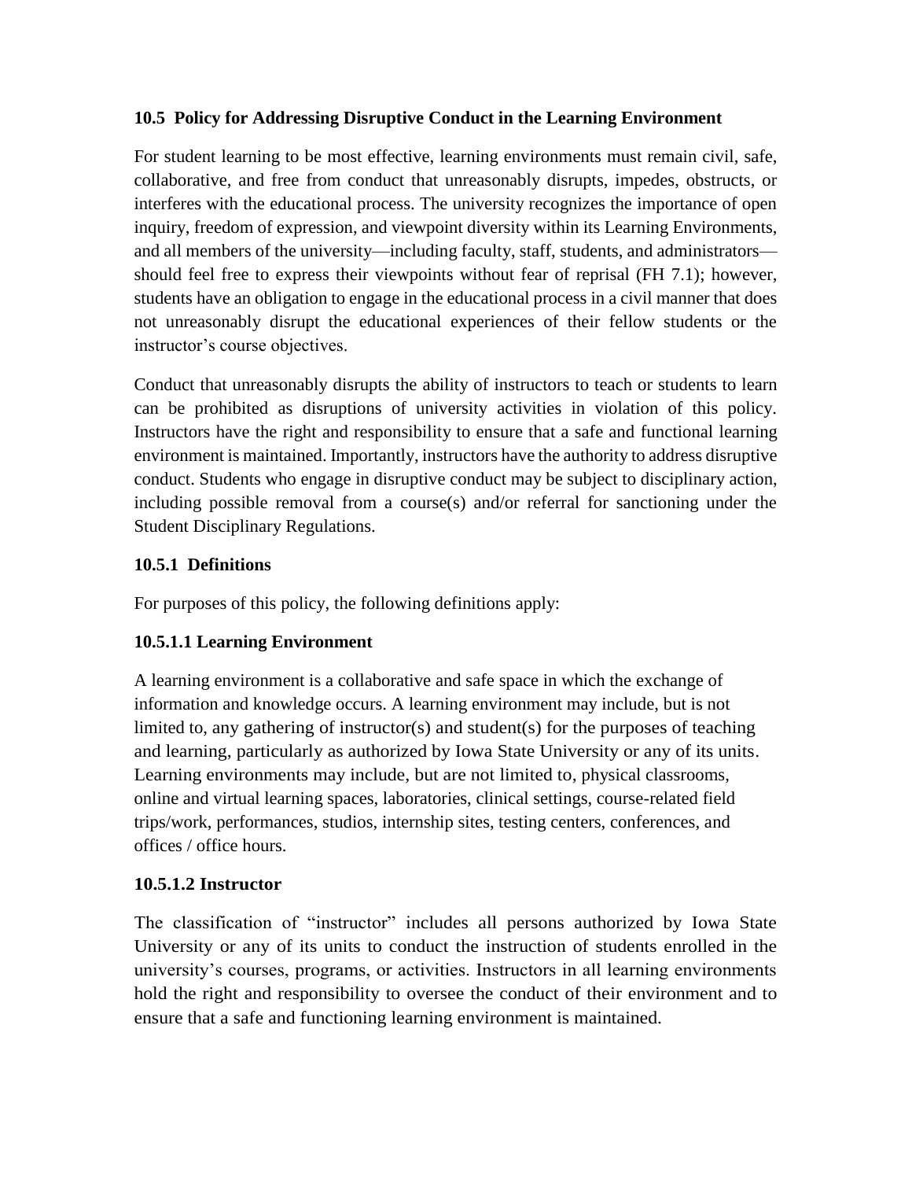### 10.5 Policy for Addressing Disruptive Conduct in the Learning Environment

For student learning to be most effective, learning environments must remain civil, safe, collaborative, and free from conduct that unreasonably disrupts, impedes, obstructs, or interferes with the educational process. The university recognizes the importance of open inquiry, freedom of expression, and viewpoint diversity within its Learning Environments, and all members of the university—including faculty, staff, students, and administrators—should feel free to express their viewpoints without fear of reprisal (FH 7.1); however, students have an obligation to engage in the educational process in a civil manner that does not unreasonably disrupt the educational experiences of their fellow students or the instructor's course objectives.

Conduct that unreasonably disrupts the ability of instructors to teach or students to learn can be prohibited as disruptions of university activities in violation of this policy. Instructors have the right and responsibility to ensure that a safe and functional learning environment is maintained. Importantly, instructors have the authority to address disruptive conduct. Students who engage in disruptive conduct may be subject to disciplinary action, including possible removal from a course(s) and/or referral for sanctioning under the Student Disciplinary Regulations.

#### 10.5.1 Definitions

For purposes of this policy, the following definitions apply:

##### 10.5.1.1 Learning Environment

A learning environment is a collaborative and safe space in which the exchange of information and knowledge occurs. A learning environment may include, but is not limited to, any gathering of instructor(s) and student(s) for the purposes of teaching and learning, particularly as authorized by Iowa State University or any of its units. Learning environments may include, but are not limited to, physical classrooms, online and virtual learning spaces, laboratories, clinical settings, course-related field trips/work, performances, studios, internship sites, testing centers, conferences, and offices / office hours.

##### 10.5.1.2 Instructor

The classification of "instructor" includes all persons authorized by Iowa State University or any of its units to conduct the instruction of students enrolled in the university's courses, programs, or activities. Instructors in all learning environments hold the right and responsibility to oversee the conduct of their environment and to ensure that a safe and functioning learning environment is maintained.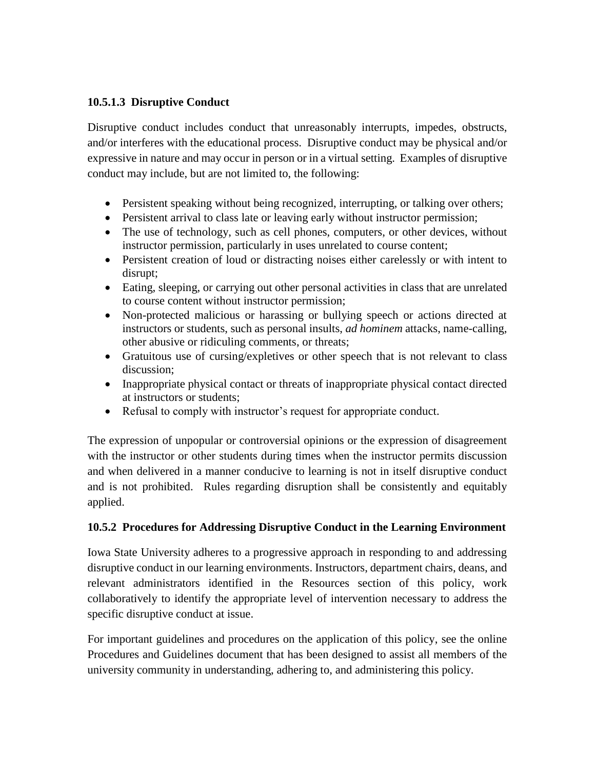### 10.5.1.3 Disruptive Conduct

Disruptive conduct includes conduct that unreasonably interrupts, impedes, obstructs, and/or interferes with the educational process. Disruptive conduct may be physical and/or expressive in nature and may occur in person or in a virtual setting. Examples of disruptive conduct may include, but are not limited to, the following:

- Persistent speaking without being recognized, interrupting, or talking over others;
- Persistent arrival to class late or leaving early without instructor permission;
- The use of technology, such as cell phones, computers, or other devices, without instructor permission, particularly in uses unrelated to course content;
- Persistent creation of loud or distracting noises either carelessly or with intent to disrupt;
- Eating, sleeping, or carrying out other personal activities in class that are unrelated to course content without instructor permission;
- Non-protected malicious or harassing or bullying speech or actions directed at instructors or students, such as personal insults, *ad hominem* attacks, name-calling, other abusive or ridiculing comments, or threats;
- Gratuitous use of cursing/expletives or other speech that is not relevant to class discussion;
- Inappropriate physical contact or threats of inappropriate physical contact directed at instructors or students;
- Refusal to comply with instructor's request for appropriate conduct.

The expression of unpopular or controversial opinions or the expression of disagreement with the instructor or other students during times when the instructor permits discussion and when delivered in a manner conducive to learning is not in itself disruptive conduct and is not prohibited. Rules regarding disruption shall be consistently and equitably applied.

### 10.5.2 Procedures for Addressing Disruptive Conduct in the Learning Environment

Iowa State University adheres to a progressive approach in responding to and addressing disruptive conduct in our learning environments. Instructors, department chairs, deans, and relevant administrators identified in the Resources section of this policy, work collaboratively to identify the appropriate level of intervention necessary to address the specific disruptive conduct at issue.

For important guidelines and procedures on the application of this policy, see the online Procedures and Guidelines document that has been designed to assist all members of the university community in understanding, adhering to, and administering this policy.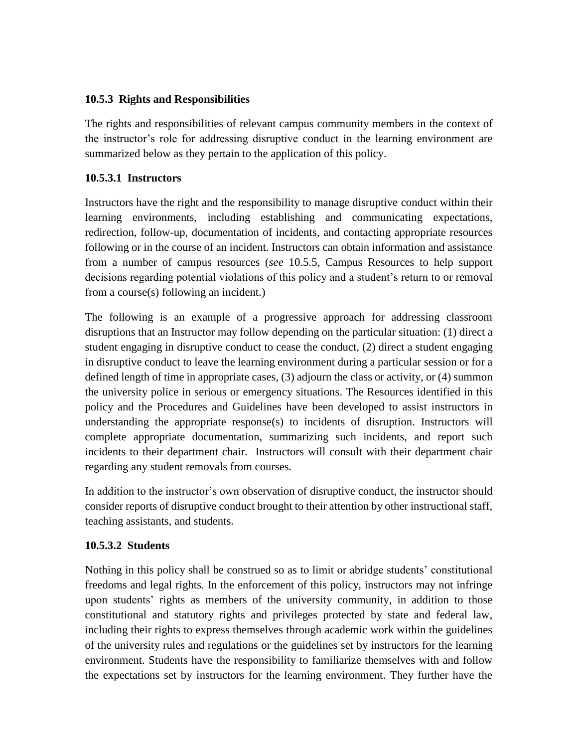### 10.5.3 Rights and Responsibilities

The rights and responsibilities of relevant campus community members in the context of the instructor's role for addressing disruptive conduct in the learning environment are summarized below as they pertain to the application of this policy.

#### 10.5.3.1 Instructors

Instructors have the right and the responsibility to manage disruptive conduct within their learning environments, including establishing and communicating expectations, redirection, follow-up, documentation of incidents, and contacting appropriate resources following or in the course of an incident. Instructors can obtain information and assistance from a number of campus resources (*see* 10.5.5, Campus Resources to help support decisions regarding potential violations of this policy and a student's return to or removal from a course(s) following an incident.)

The following is an example of a progressive approach for addressing classroom disruptions that an Instructor may follow depending on the particular situation: (1) direct a student engaging in disruptive conduct to cease the conduct, (2) direct a student engaging in disruptive conduct to leave the learning environment during a particular session or for a defined length of time in appropriate cases, (3) adjourn the class or activity, or (4) summon the university police in serious or emergency situations. The Resources identified in this policy and the Procedures and Guidelines have been developed to assist instructors in understanding the appropriate response(s) to incidents of disruption. Instructors will complete appropriate documentation, summarizing such incidents, and report such incidents to their department chair. Instructors will consult with their department chair regarding any student removals from courses.

In addition to the instructor's own observation of disruptive conduct, the instructor should consider reports of disruptive conduct brought to their attention by other instructional staff, teaching assistants, and students.

#### 10.5.3.2 Students

Nothing in this policy shall be construed so as to limit or abridge students' constitutional freedoms and legal rights. In the enforcement of this policy, instructors may not infringe upon students' rights as members of the university community, in addition to those constitutional and statutory rights and privileges protected by state and federal law, including their rights to express themselves through academic work within the guidelines of the university rules and regulations or the guidelines set by instructors for the learning environment. Students have the responsibility to familiarize themselves with and follow the expectations set by instructors for the learning environment. They further have the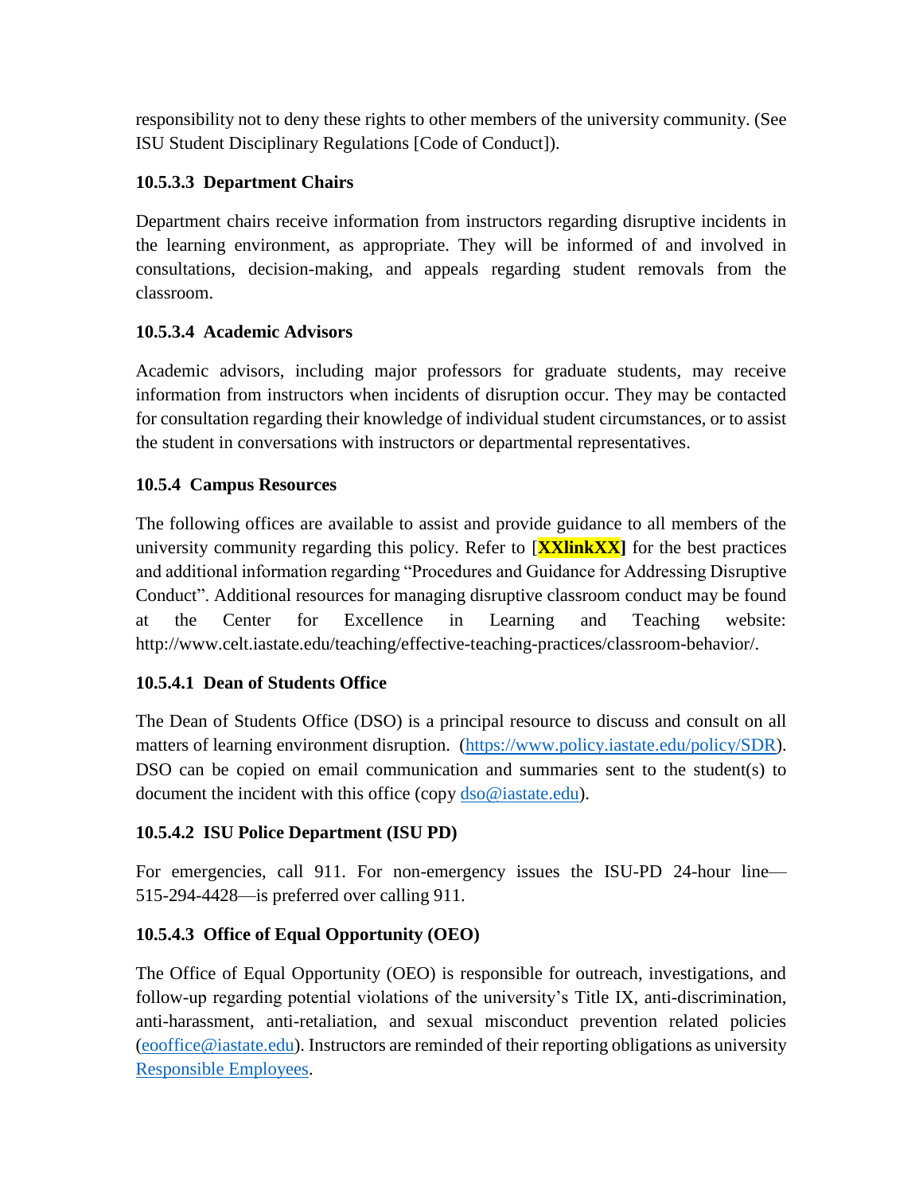responsibility not to deny these rights to other members of the university community. (See ISU Student Disciplinary Regulations [Code of Conduct]).

#### 10.5.3.3 Department Chairs

Department chairs receive information from instructors regarding disruptive incidents in the learning environment, as appropriate. They will be informed of and involved in consultations, decision-making, and appeals regarding student removals from the classroom.

#### 10.5.3.4 Academic Advisors

Academic advisors, including major professors for graduate students, may receive information from instructors when incidents of disruption occur. They may be contacted for consultation regarding their knowledge of individual student circumstances, or to assist the student in conversations with instructors or departmental representatives.

### 10.5.4 Campus Resources

The following offices are available to assist and provide guidance to all members of the university community regarding this policy. Refer to [**XXlinkXX**] for the best practices and additional information regarding "Procedures and Guidance for Addressing Disruptive Conduct". Additional resources for managing disruptive classroom conduct may be found at the Center for Excellence in Learning and Teaching website: http://www.celt.iastate.edu/teaching/effective-teaching-practices/classroom-behavior/.

#### 10.5.4.1 Dean of Students Office

The Dean of Students Office (DSO) is a principal resource to discuss and consult on all matters of learning environment disruption. (https://www.policy.iastate.edu/policy/SDR). DSO can be copied on email communication and summaries sent to the student(s) to document the incident with this office (copy dso@iastate.edu).

#### 10.5.4.2 ISU Police Department (ISU PD)

For emergencies, call 911. For non-emergency issues the ISU-PD 24-hour line—515-294-4428—is preferred over calling 911.

#### 10.5.4.3 Office of Equal Opportunity (OEO)

The Office of Equal Opportunity (OEO) is responsible for outreach, investigations, and follow-up regarding potential violations of the university's Title IX, anti-discrimination, anti-harassment, anti-retaliation, and sexual misconduct prevention related policies (eooffice@iastate.edu). Instructors are reminded of their reporting obligations as university Responsible Employees.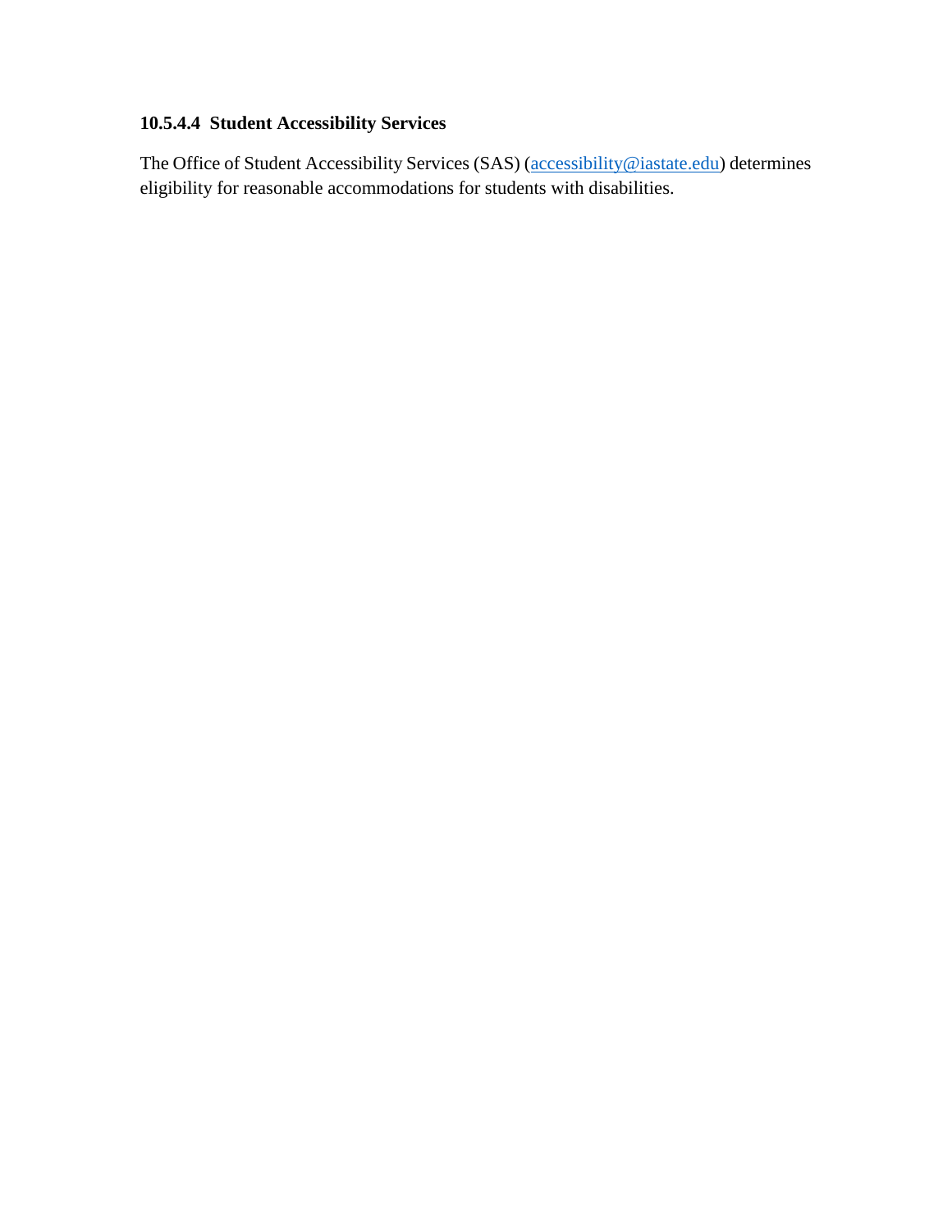#### 10.5.4.4 Student Accessibility Services

The Office of Student Accessibility Services (SAS) ([accessibility@iastate.edu](mailto:accessibility@iastate.edu)) determines eligibility for reasonable accommodations for students with disabilities.